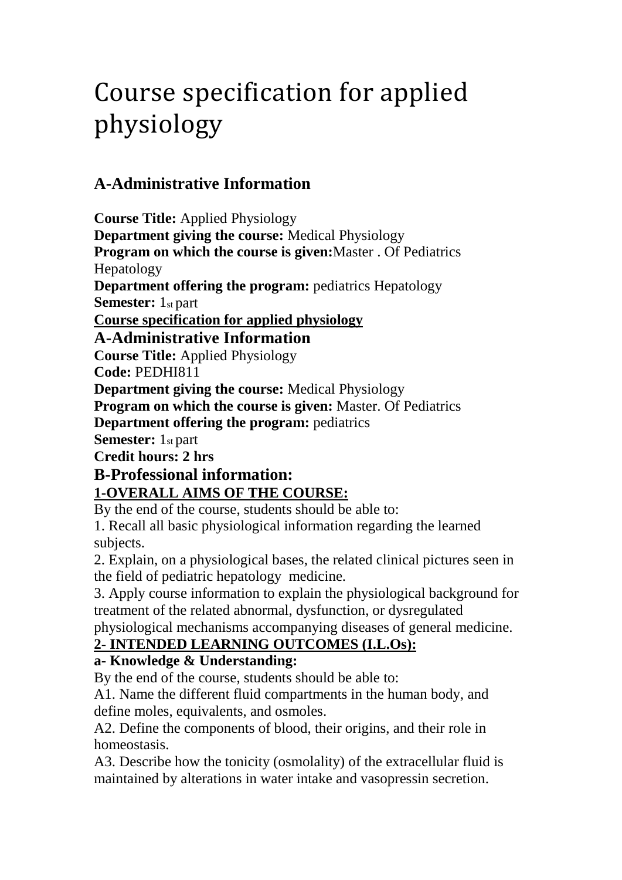# Course specification for applied physiology

## A-Administrative Information

**Course Title:** Applied Physiology
**Department giving the course:** Medical Physiology
**Program on which the course is given:**Master . Of Pediatrics Hepatology
**Department offering the program:** pediatrics Hepatology
**Semester:** 1st part

**Course specification for applied physiology**

## A-Administrative Information

**Course Title:** Applied Physiology
**Code:** PEDHI811
**Department giving the course:** Medical Physiology
**Program on which the course is given:** Master. Of Pediatrics
**Department offering the program:** pediatrics
**Semester:** 1st part
**Credit hours: 2 hrs**

## B-Professional information:

**1-OVERALL AIMS OF THE COURSE:**

By the end of the course, students should be able to:

1. Recall all basic physiological information regarding the learned subjects.
2. Explain, on a physiological bases, the related clinical pictures seen in the field of pediatric hepatology medicine.
3. Apply course information to explain the physiological background for treatment of the related abnormal, dysfunction, or dysregulated physiological mechanisms accompanying diseases of general medicine.

**2- INTENDED LEARNING OUTCOMES (I.L.Os):**

**a- Knowledge & Understanding:**

By the end of the course, students should be able to:

A1. Name the different fluid compartments in the human body, and define moles, equivalents, and osmoles.
A2. Define the components of blood, their origins, and their role in homeostasis.
A3. Describe how the tonicity (osmolality) of the extracellular fluid is maintained by alterations in water intake and vasopressin secretion.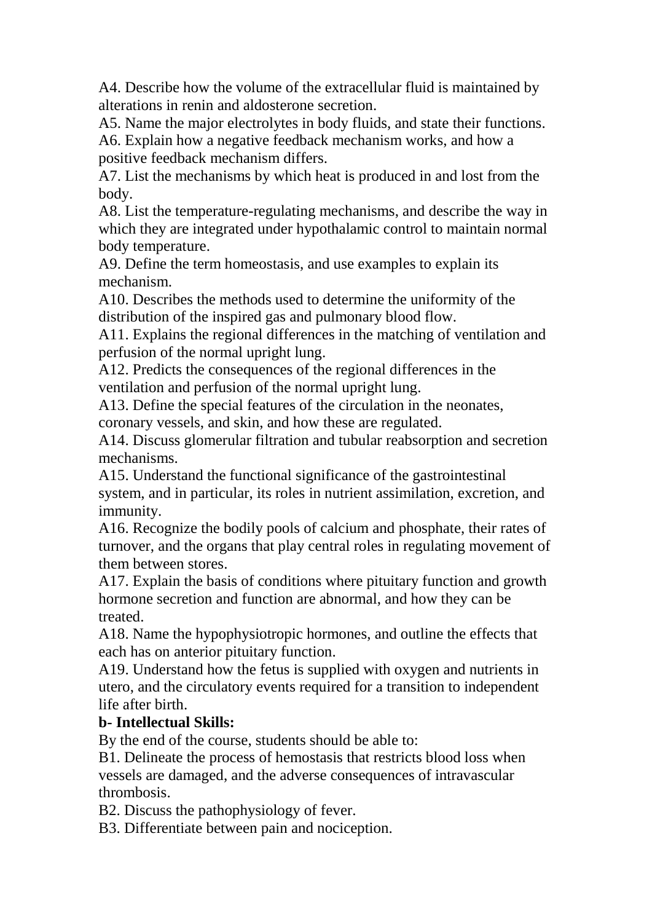A4. Describe how the volume of the extracellular fluid is maintained by alterations in renin and aldosterone secretion.

A5. Name the major electrolytes in body fluids, and state their functions.

A6. Explain how a negative feedback mechanism works, and how a positive feedback mechanism differs.

A7. List the mechanisms by which heat is produced in and lost from the body.

A8. List the temperature-regulating mechanisms, and describe the way in which they are integrated under hypothalamic control to maintain normal body temperature.

A9. Define the term homeostasis, and use examples to explain its mechanism.

A10. Describes the methods used to determine the uniformity of the distribution of the inspired gas and pulmonary blood flow.

A11. Explains the regional differences in the matching of ventilation and perfusion of the normal upright lung.

A12. Predicts the consequences of the regional differences in the ventilation and perfusion of the normal upright lung.

A13. Define the special features of the circulation in the neonates, coronary vessels, and skin, and how these are regulated.

A14. Discuss glomerular filtration and tubular reabsorption and secretion mechanisms.

A15. Understand the functional significance of the gastrointestinal system, and in particular, its roles in nutrient assimilation, excretion, and immunity.

A16. Recognize the bodily pools of calcium and phosphate, their rates of turnover, and the organs that play central roles in regulating movement of them between stores.

A17. Explain the basis of conditions where pituitary function and growth hormone secretion and function are abnormal, and how they can be treated.

A18. Name the hypophysiotropic hormones, and outline the effects that each has on anterior pituitary function.

A19. Understand how the fetus is supplied with oxygen and nutrients in utero, and the circulatory events required for a transition to independent life after birth.

**b- Intellectual Skills:**

By the end of the course, students should be able to:

B1. Delineate the process of hemostasis that restricts blood loss when vessels are damaged, and the adverse consequences of intravascular thrombosis.

B2. Discuss the pathophysiology of fever.

B3. Differentiate between pain and nociception.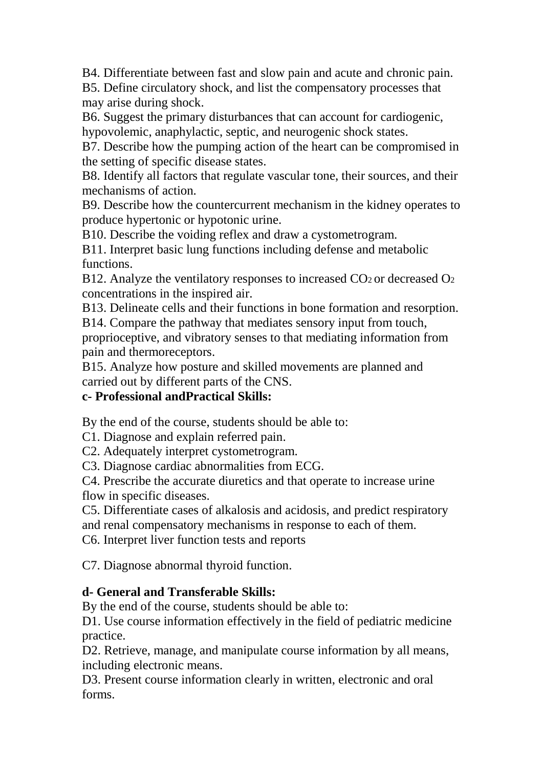B4. Differentiate between fast and slow pain and acute and chronic pain.
B5. Define circulatory shock, and list the compensatory processes that may arise during shock.
B6. Suggest the primary disturbances that can account for cardiogenic, hypovolemic, anaphylactic, septic, and neurogenic shock states.
B7. Describe how the pumping action of the heart can be compromised in the setting of specific disease states.
B8. Identify all factors that regulate vascular tone, their sources, and their mechanisms of action.
B9. Describe how the countercurrent mechanism in the kidney operates to produce hypertonic or hypotonic urine.
B10. Describe the voiding reflex and draw a cystometrogram.
B11. Interpret basic lung functions including defense and metabolic functions.
B12. Analyze the ventilatory responses to increased $CO_2$ or decreased $O_2$ concentrations in the inspired air.
B13. Delineate cells and their functions in bone formation and resorption.
B14. Compare the pathway that mediates sensory input from touch, proprioceptive, and vibratory senses to that mediating information from pain and thermoreceptors.
B15. Analyze how posture and skilled movements are planned and carried out by different parts of the CNS.

**c- Professional andPractical Skills:**

By the end of the course, students should be able to:
C1. Diagnose and explain referred pain.
C2. Adequately interpret cystometrogram.
C3. Diagnose cardiac abnormalities from ECG.
C4. Prescribe the accurate diuretics and that operate to increase urine flow in specific diseases.
C5. Differentiate cases of alkalosis and acidosis, and predict respiratory and renal compensatory mechanisms in response to each of them.
C6. Interpret liver function tests and reports

C7. Diagnose abnormal thyroid function.

**d- General and Transferable Skills:**

By the end of the course, students should be able to:
D1. Use course information effectively in the field of pediatric medicine practice.
D2. Retrieve, manage, and manipulate course information by all means, including electronic means.
D3. Present course information clearly in written, electronic and oral forms.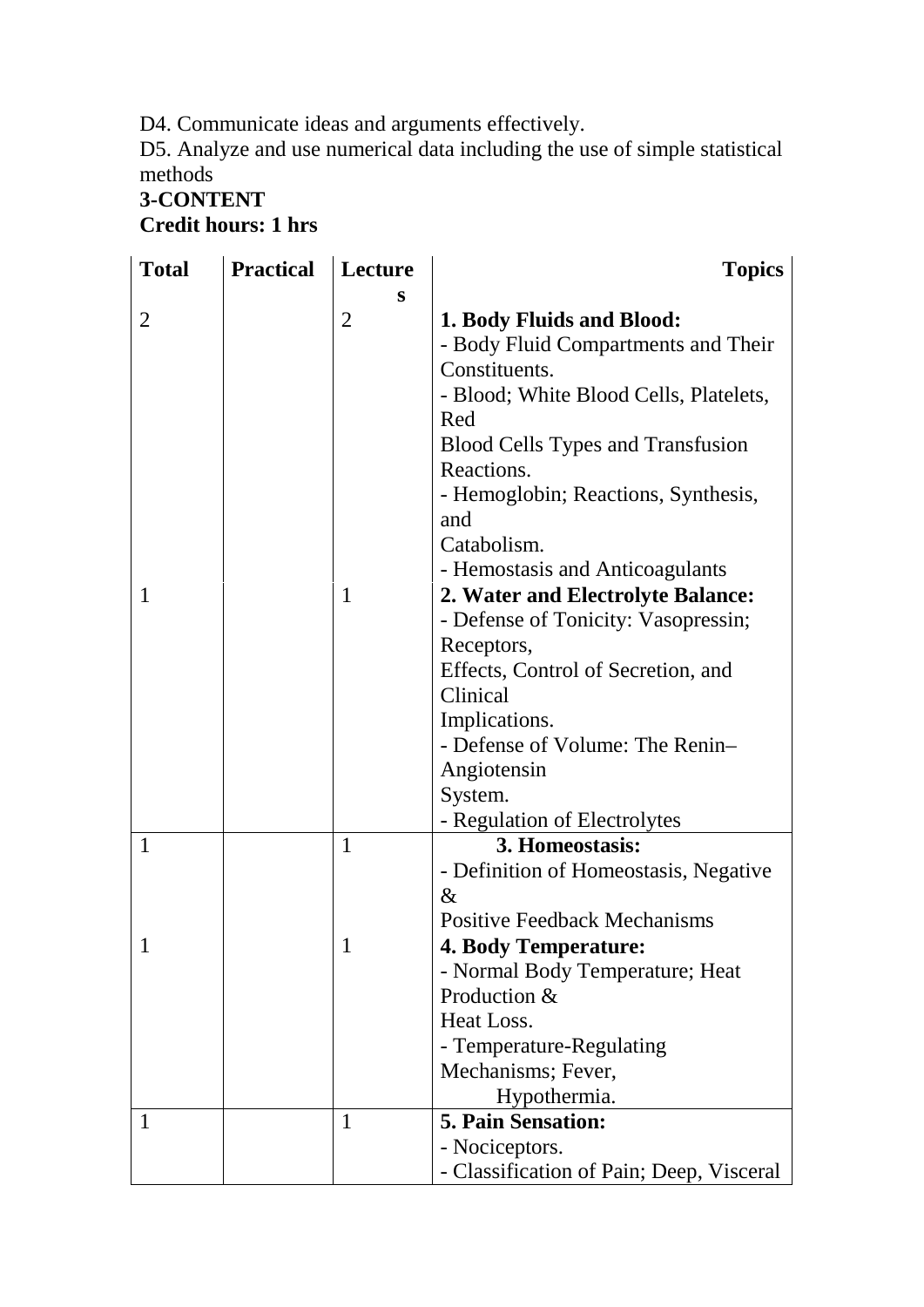D4. Communicate ideas and arguments effectively.

D5. Analyze and use numerical data including the use of simple statistical methods

**3-CONTENT**

**Credit hours: 1 hrs**

| Total | Practical | Lectures | Topics |
|---|---|---|---|
| 2 | | 2 | **1. Body Fluids and Blood:**<br>- Body Fluid Compartments and Their Constituents.<br>- Blood; White Blood Cells, Platelets, Red Blood Cells Types and Transfusion Reactions.<br>- Hemoglobin; Reactions, Synthesis, and Catabolism.<br>- Hemostasis and Anticoagulants |
| 1 | | 1 | **2. Water and Electrolyte Balance:**<br>- Defense of Tonicity: Vasopressin; Receptors, Effects, Control of Secretion, and Clinical Implications.<br>- Defense of Volume: The Renin–Angiotensin System.<br>- Regulation of Electrolytes |
| 1 | | 1 | **3. Homeostasis:**<br>- Definition of Homeostasis, Negative & Positive Feedback Mechanisms |
| 1 | | 1 | **4. Body Temperature:**<br>- Normal Body Temperature; Heat Production & Heat Loss.<br>- Temperature-Regulating Mechanisms; Fever, Hypothermia. |
| 1 | | 1 | **5. Pain Sensation:**<br>- Nociceptors.<br>- Classification of Pain; Deep, Visceral |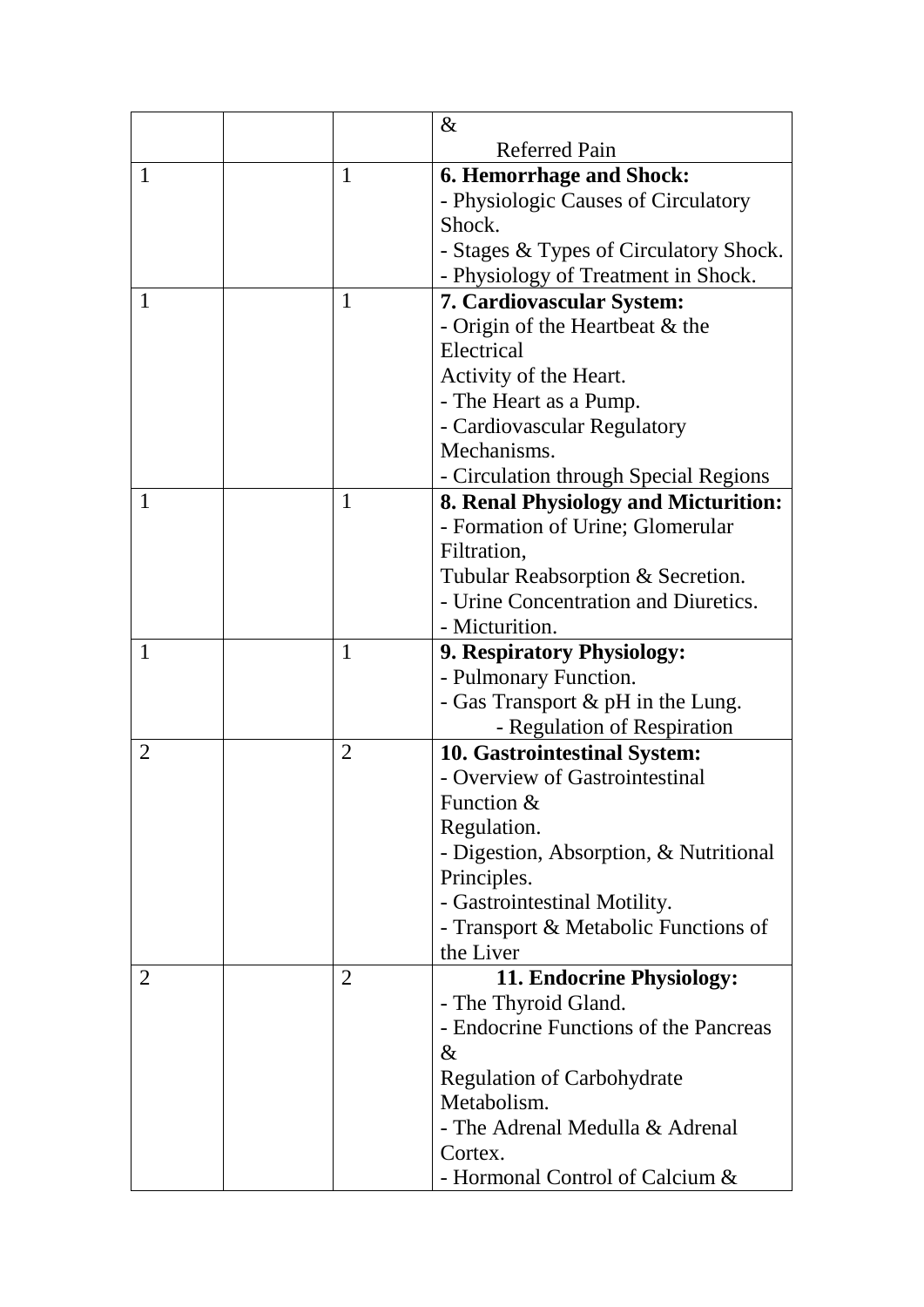| | | | |
|---|---|---|---|
| | | | & Referred Pain |
| 1 | | 1 | **6. Hemorrhage and Shock:**<br>- Physiologic Causes of Circulatory Shock.<br>- Stages & Types of Circulatory Shock.<br>- Physiology of Treatment in Shock. |
| 1 | | 1 | **7. Cardiovascular System:**<br>- Origin of the Heartbeat & the Electrical Activity of the Heart.<br>- The Heart as a Pump.<br>- Cardiovascular Regulatory Mechanisms.<br>- Circulation through Special Regions |
| 1 | | 1 | **8. Renal Physiology and Micturition:**<br>- Formation of Urine; Glomerular Filtration, Tubular Reabsorption & Secretion.<br>- Urine Concentration and Diuretics.<br>- Micturition. |
| 1 | | 1 | **9. Respiratory Physiology:**<br>- Pulmonary Function.<br>- Gas Transport & pH in the Lung.<br>- Regulation of Respiration |
| 2 | | 2 | **10. Gastrointestinal System:**<br>- Overview of Gastrointestinal Function & Regulation.<br>- Digestion, Absorption, & Nutritional Principles.<br>- Gastrointestinal Motility.<br>- Transport & Metabolic Functions of the Liver |
| 2 | | 2 | **11. Endocrine Physiology:**<br>- The Thyroid Gland.<br>- Endocrine Functions of the Pancreas & Regulation of Carbohydrate Metabolism.<br>- The Adrenal Medulla & Adrenal Cortex.<br>- Hormonal Control of Calcium & |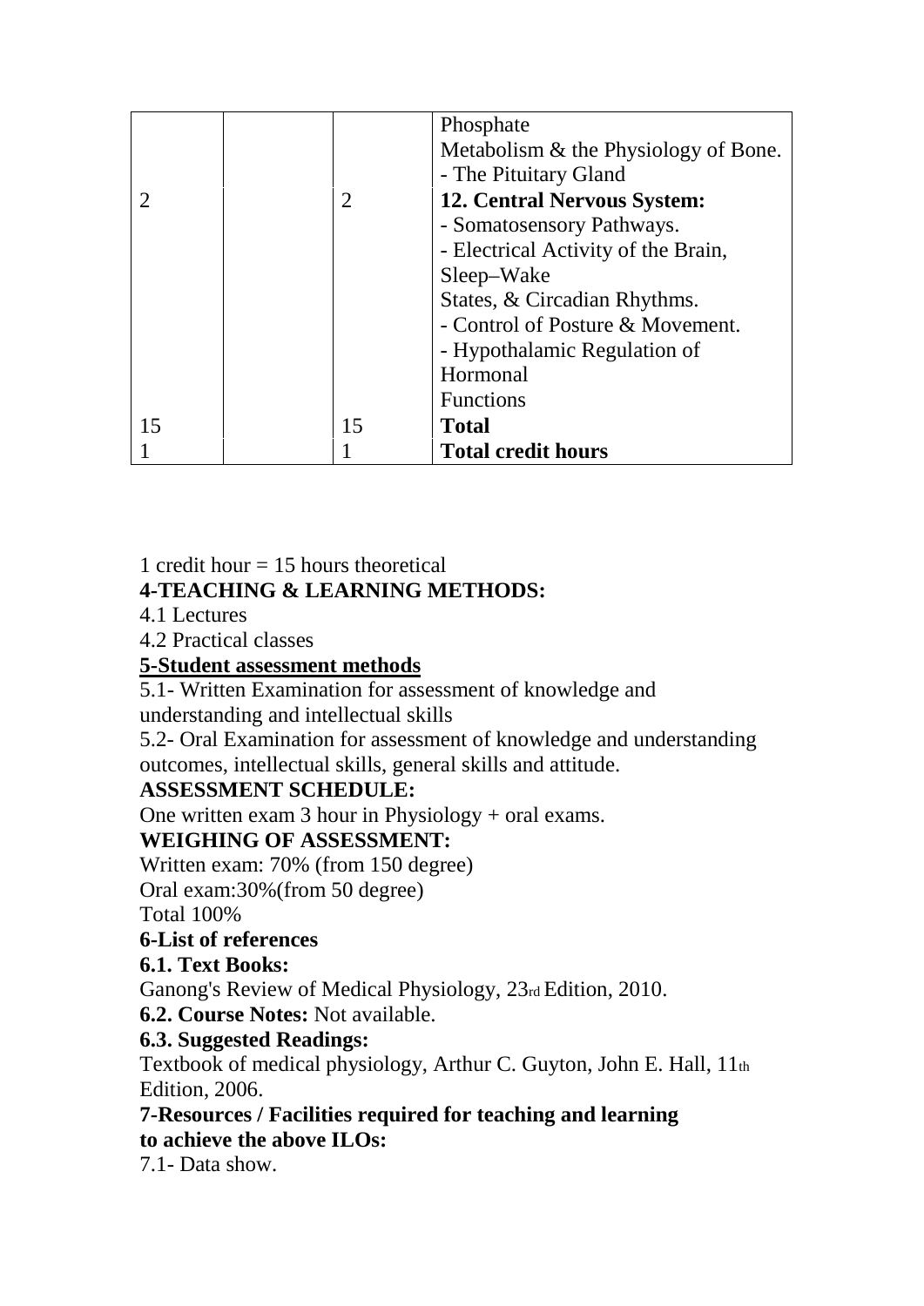| | | | |
|---|---|---|---|
| | | | Phosphate<br>Metabolism & the Physiology of Bone.<br>- The Pituitary Gland |
| 2 | | 2 | **12. Central Nervous System:**<br>- Somatosensory Pathways.<br>- Electrical Activity of the Brain, Sleep–Wake<br>States, & Circadian Rhythms.<br>- Control of Posture & Movement.<br>- Hypothalamic Regulation of Hormonal<br>Functions |
| 15 | | 15 | **Total** |
| 1 | | 1 | **Total credit hours** |

1 credit hour = 15 hours theoretical

**4-TEACHING & LEARNING METHODS:**

4.1 Lectures

4.2 Practical classes

**5-Student assessment methods**

5.1- Written Examination for assessment of knowledge and understanding and intellectual skills

5.2- Oral Examination for assessment of knowledge and understanding outcomes, intellectual skills, general skills and attitude.

**ASSESSMENT SCHEDULE:**

One written exam 3 hour in Physiology + oral exams.

**WEIGHING OF ASSESSMENT:**

Written exam: 70% (from 150 degree)

Oral exam:30%(from 50 degree)

Total 100%

**6-List of references**

**6.1. Text Books:**

Ganong's Review of Medical Physiology, 23rd Edition, 2010.

**6.2. Course Notes:** Not available.

**6.3. Suggested Readings:**

Textbook of medical physiology, Arthur C. Guyton, John E. Hall, 11th Edition, 2006.

**7-Resources / Facilities required for teaching and learning to achieve the above ILOs:**

7.1- Data show.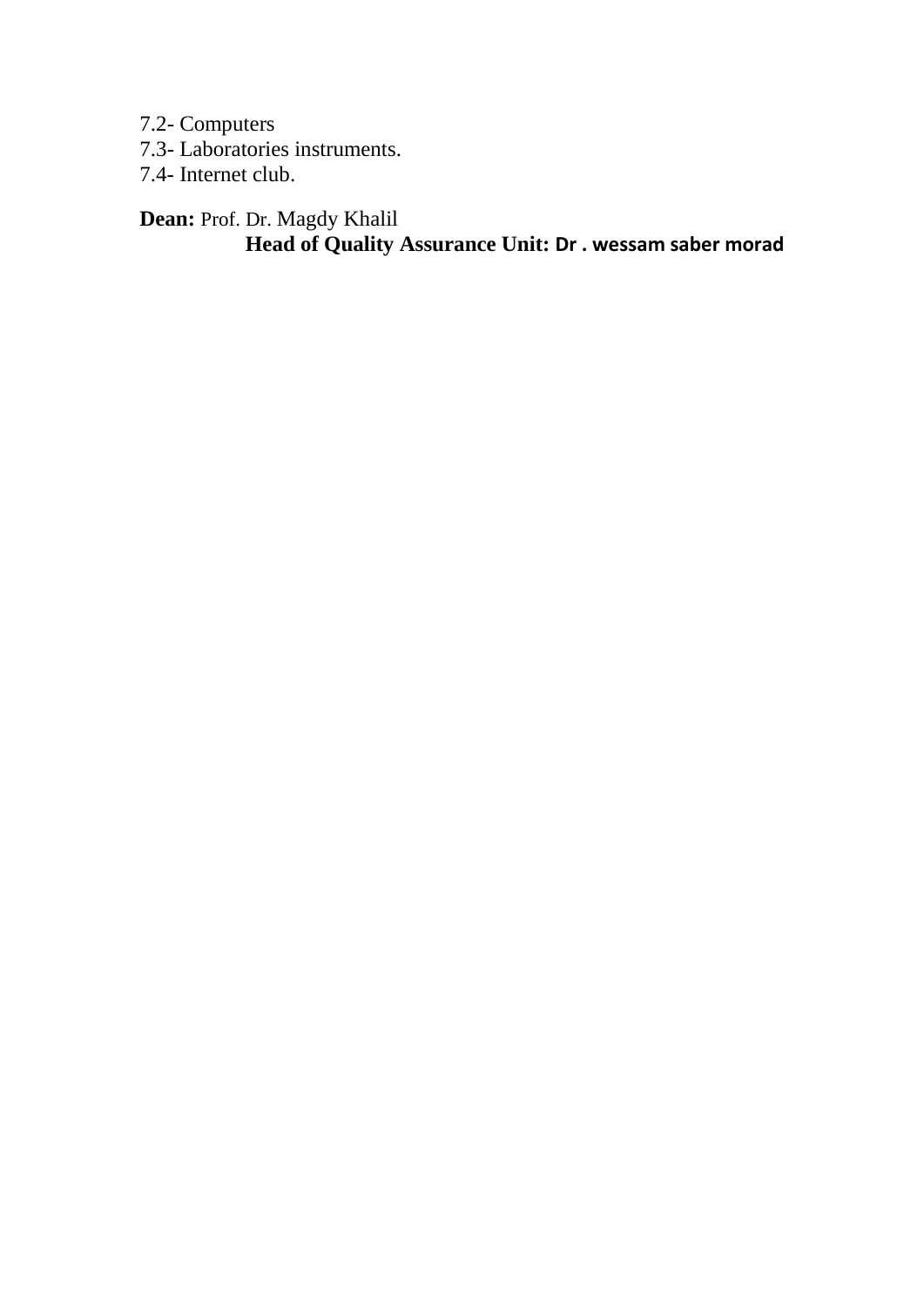7.2- Computers  
7.3- Laboratories instruments.  
7.4- Internet club.

**Dean:** Prof. Dr. Magdy Khalil  
**Head of Quality Assurance Unit: Dr . wessam saber morad**